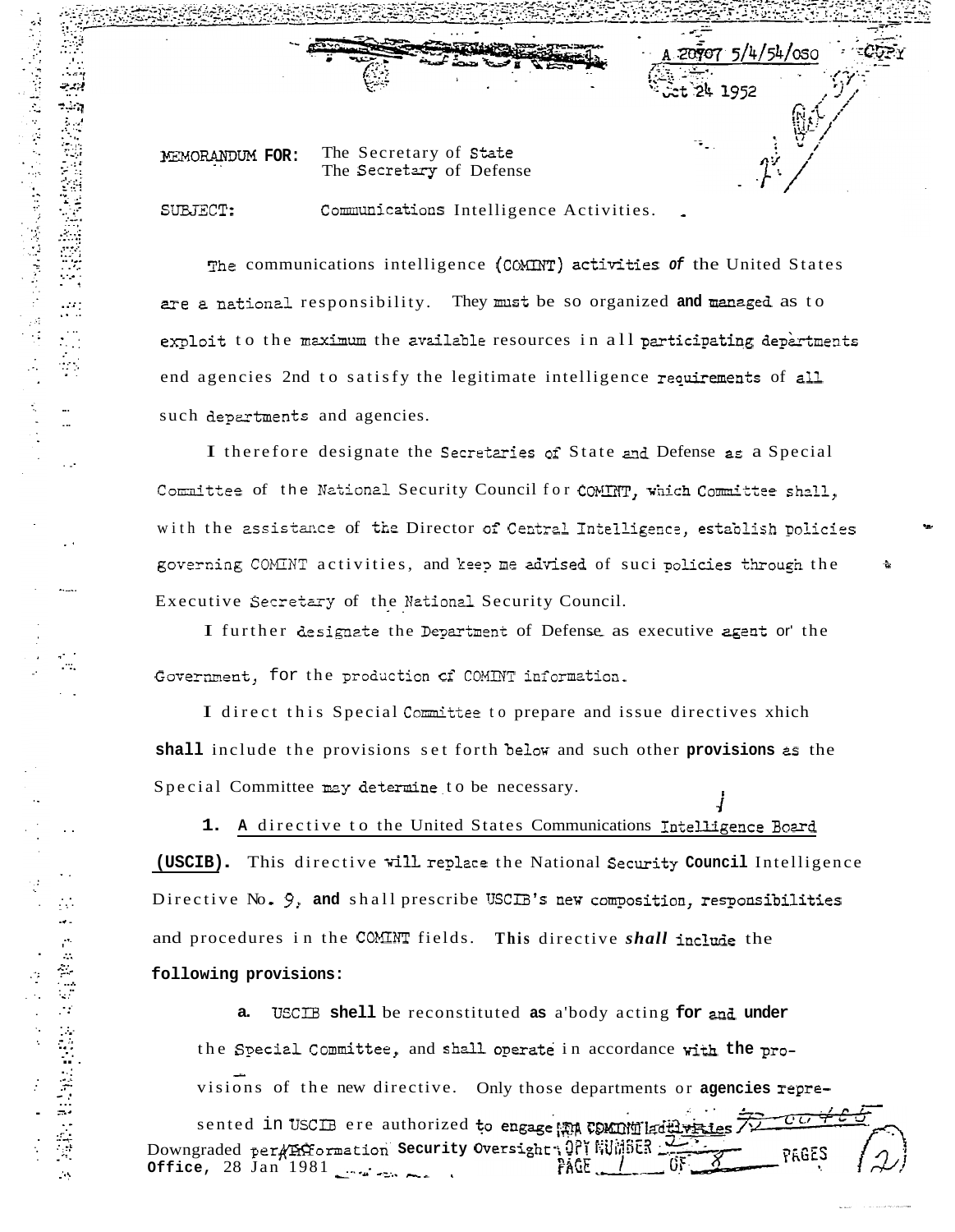A 20707 5/4/54/OSO COPY

Oct 24 1952

MEMORANDUM FOR: The Secretary of State
The Secretary of Defense

SUBJECT: Communications Intelligence Activities.

The communications intelligence (COMINT) activities of the United States are a national responsibility. They must be so organized and managed as to exploit to the maximum the available resources in all participating departments and agencies and to satisfy the legitimate intelligence requirements of all such departments and agencies.

I therefore designate the Secretaries of State and Defense as a Special Committee of the National Security Council for COMINT, which Committee shall, with the assistance of the Director of Central Intelligence, establish policies governing COMINT activities, and keep me advised of such policies through the Executive Secretary of the National Security Council.

I further designate the Department of Defense as executive agent of the Government, for the production of COMINT information.

I direct this Special Committee to prepare and issue directives which shall include the provisions set forth below and such other provisions as the Special Committee may determine to be necessary.

1. A directive to the United States Communications Intelligence Board (USCIB). This directive will replace the National Security Council Intelligence Directive No. 9, and shall prescribe USCIB's new composition, responsibilities and procedures in the COMINT fields. This directive shall include the following provisions:

a. USCIB shall be reconstituted as a body acting for and under the Special Committee, and shall operate in accordance with the provisions of the new directive. Only those departments or agencies represented in USCIB are authorized to engage in COMINT activities

Downgraded per Information Security Oversight Office, 28 Jan 1981

COPY NUMBER 2

PAGE 1 OF 8 PAGES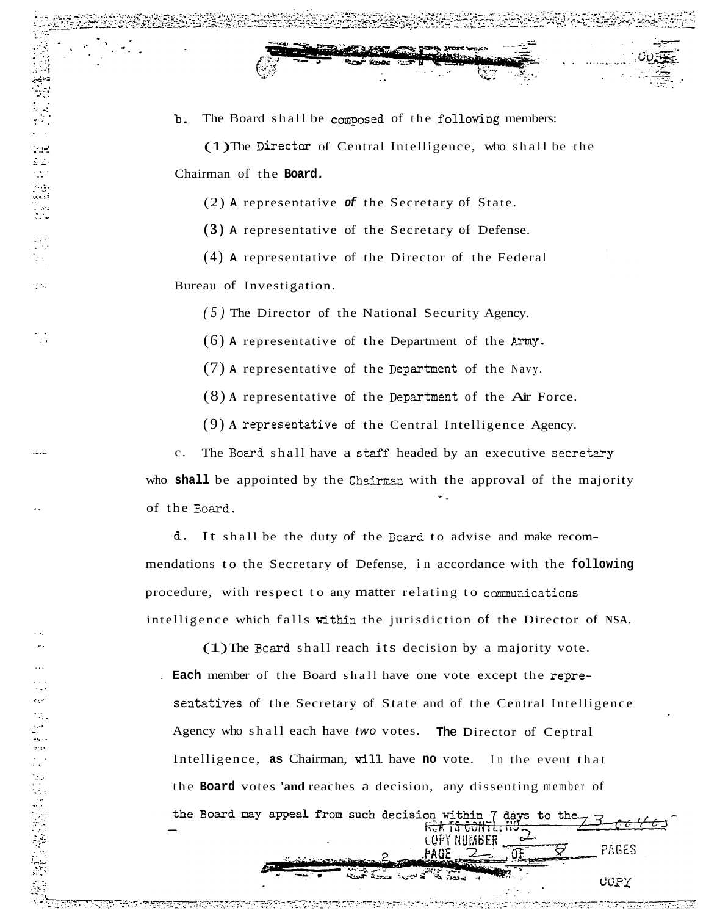b. The Board shall be composed of the following members:

(1) The Director of Central Intelligence, who shall be the Chairman of the Board.

(2) A representative of the Secretary of State.

(3) A representative of the Secretary of Defense.

(4) A representative of the Director of the Federal Bureau of Investigation.

(5) The Director of the National Security Agency.

(6) A representative of the Department of the Army.

(7) A representative of the Department of the Navy.

(8) A representative of the Department of the Air Force.

(9) A representative of the Central Intelligence Agency.

c. The Board shall have a staff headed by an executive secretary who shall be appointed by the Chairman with the approval of the majority of the Board.

d. It shall be the duty of the Board to advise and make recommendations to the Secretary of Defense, in accordance with the following procedure, with respect to any matter relating to communications intelligence which falls within the jurisdiction of the Director of NSA.

(1) The Board shall reach its decision by a majority vote. Each member of the Board shall have one vote except the representatives of the Secretary of State and of the Central Intelligence Agency who shall each have two votes. The Director of Ceptral Intelligence, as Chairman, will have no vote. In the event that the Board votes and reaches a decision, any dissenting member of the Board may appeal from such decision within 7 days to the

TS CONTL. NO 73-00463
COPY NUMBER 2
PAGE 2 OF 8 PAGES
COPY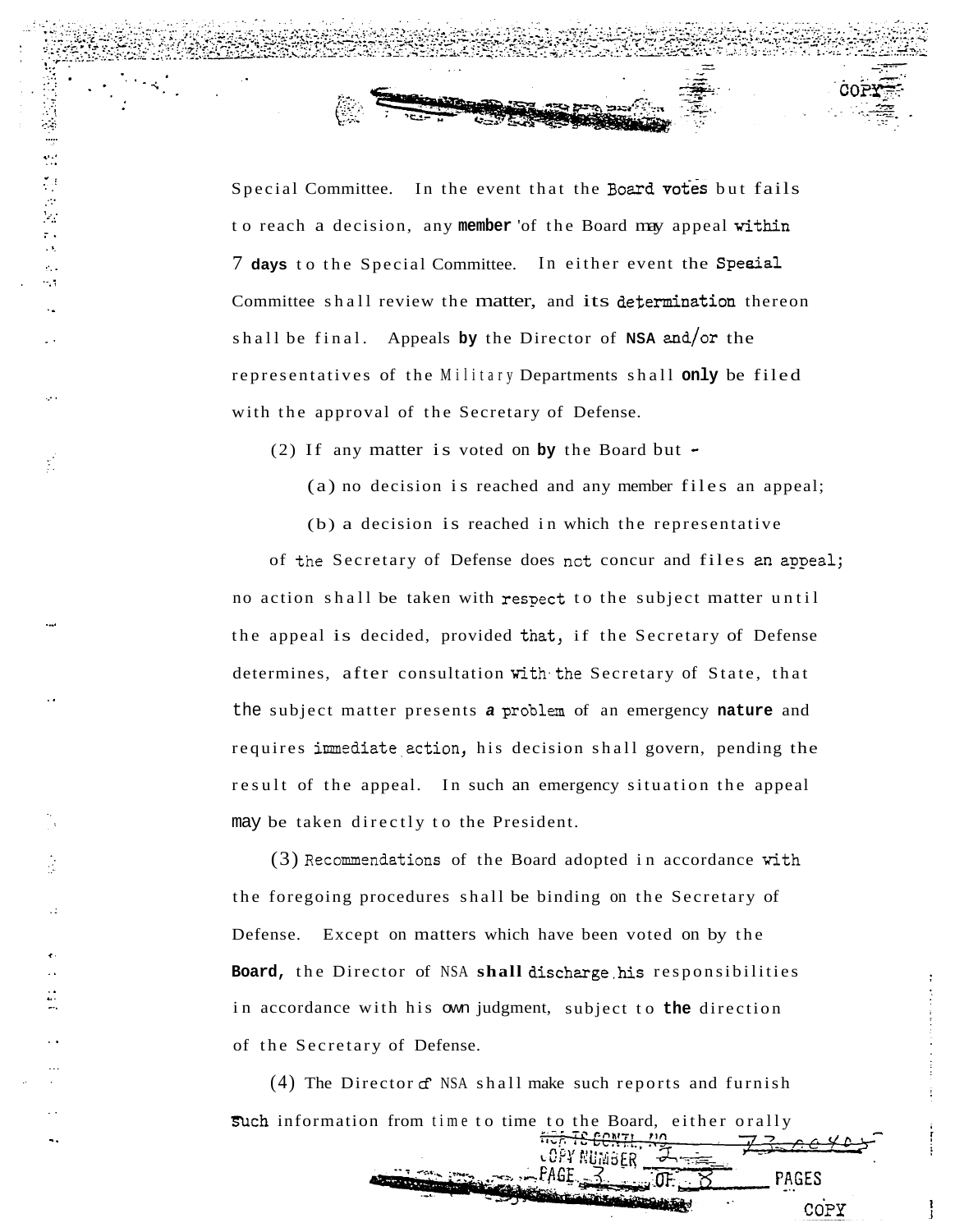Special Committee. In the event that the Board votes but fails to reach a decision, any member of the Board may appeal within 7 days to the Special Committee. In either event the Special Committee shall review the matter, and its determination thereon shall be final. Appeals by the Director of NSA and/or the representatives of the Military Departments shall only be filed with the approval of the Secretary of Defense.

(2) If any matter is voted on by the Board but -

(a) no decision is reached and any member files an appeal;

(b) a decision is reached in which the representative of the Secretary of Defense does not concur and files an appeal;

no action shall be taken with respect to the subject matter until the appeal is decided, provided that, if the Secretary of Defense determines, after consultation with the Secretary of State, that the subject matter presents a problem of an emergency nature and requires immediate action, his decision shall govern, pending the result of the appeal. In such an emergency situation the appeal may be taken directly to the President.

(3) Recommendations of the Board adopted in accordance with the foregoing procedures shall be binding on the Secretary of Defense. Except on matters which have been voted on by the Board, the Director of NSA shall discharge his responsibilities in accordance with his own judgment, subject to the direction of the Secretary of Defense.

(4) The Director of NSA shall make such reports and furnish such information from time to time to the Board, either orally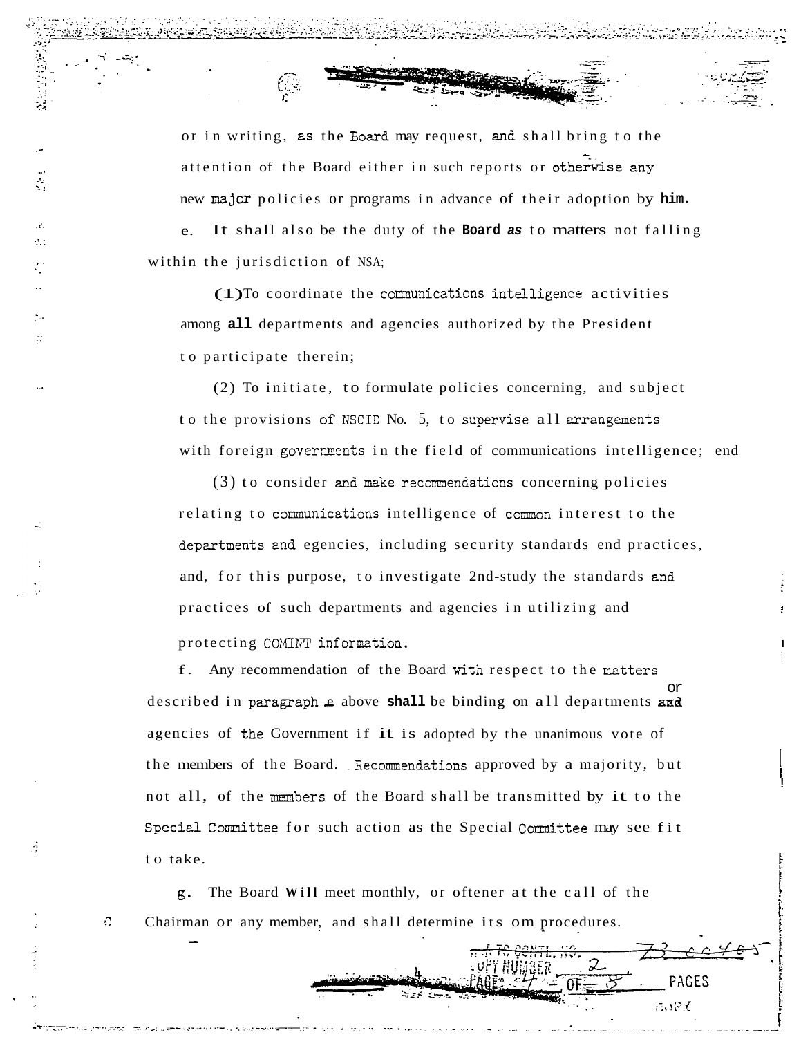or in writing, as the Board may request, and shall bring to the attention of the Board either in such reports or otherwise any new major policies or programs in advance of their adoption by him.

e. It shall also be the duty of the Board as to matters not falling within the jurisdiction of NSA;

(1) To coordinate the communications intelligence activities among all departments and agencies authorized by the President to participate therein;

(2) To initiate, to formulate policies concerning, and subject to the provisions of NSCID No. 5, to supervise all arrangements with foreign governments in the field of communications intelligence; and

(3) to consider and make recommendations concerning policies relating to communications intelligence of common interest to the departments and agencies, including security standards and practices, and, for this purpose, to investigate and study the standards and practices of such departments and agencies in utilizing and protecting COMINT information.

f. Any recommendation of the Board with respect to the matters described in paragraph e above shall be binding on all departments or agencies of the Government if it is adopted by the unanimous vote of the members of the Board. Recommendations approved by a majority, but not all, of the members of the Board shall be transmitted by it to the Special Committee for such action as the Special Committee may see fit to take.

g. The Board will meet monthly, or oftener at the call of the Chairman or any member, and shall determine its own procedures.

COPY NUMBER 2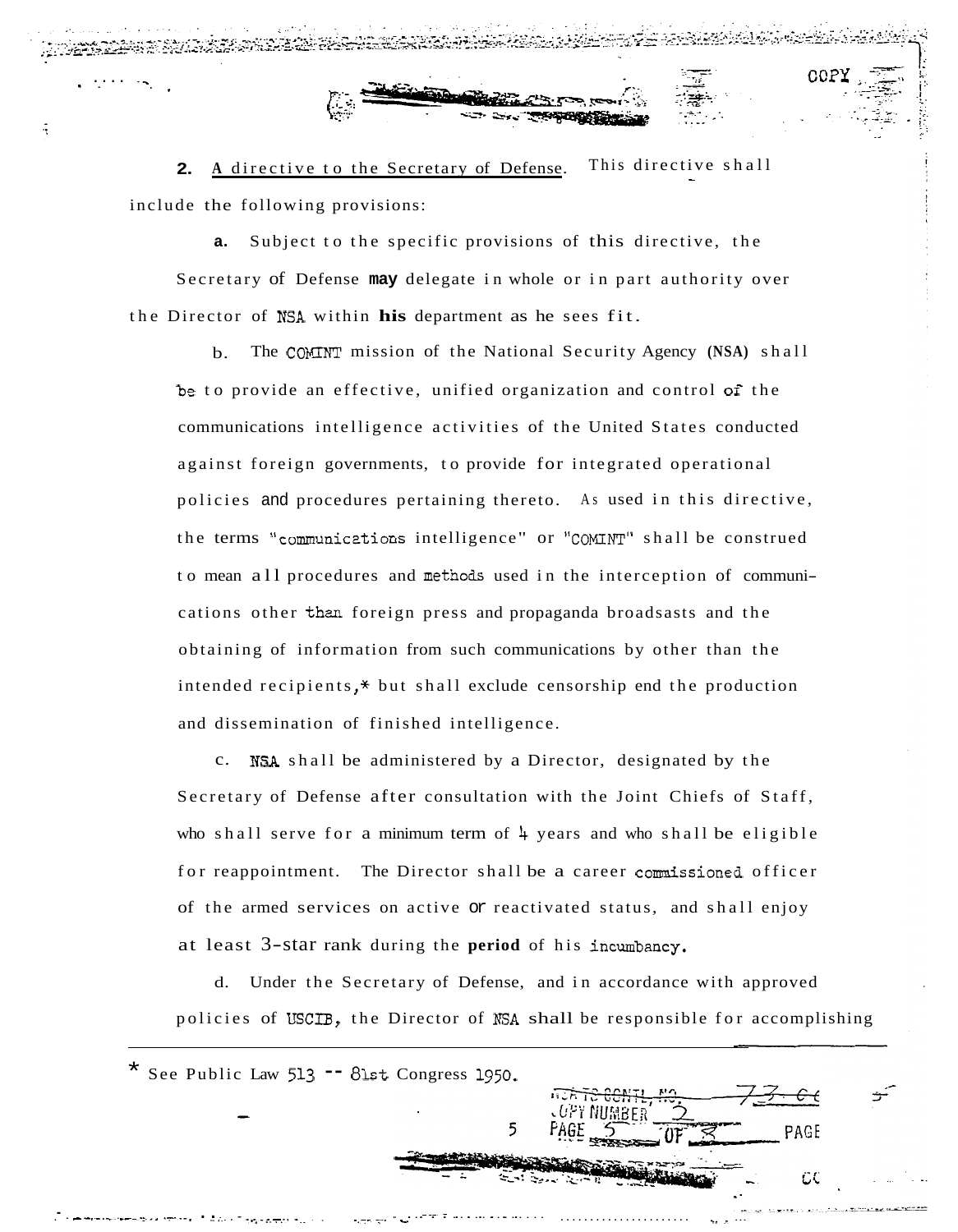2. A directive to the Secretary of Defense. This directive shall include the following provisions:

a. Subject to the specific provisions of this directive, the Secretary of Defense may delegate in whole or in part authority over the Director of NSA within his department as he sees fit.

b. The COMINT mission of the National Security Agency (NSA) shall be to provide an effective, unified organization and control of the communications intelligence activities of the United States conducted against foreign governments, to provide for integrated operational policies and procedures pertaining thereto. As used in this directive, the terms "communications intelligence" or "COMINT" shall be construed to mean all procedures and methods used in the interception of communications other than foreign press and propaganda broadsasts and the obtaining of information from such communications by other than the intended recipients,* but shall exclude censorship end the production and dissemination of finished intelligence.

c. NSA shall be administered by a Director, designated by the Secretary of Defense after consultation with the Joint Chiefs of Staff, who shall serve for a minimum term of 4 years and who shall be eligible for reappointment. The Director shall be a career commissioned officer of the armed services on active or reactivated status, and shall enjoy at least 3-star rank during the period of his incumbancy.

d. Under the Secretary of Defense, and in accordance with approved policies of USCIB, the Director of NSA shall be responsible for accomplishing

---

* See Public Law 513 -- 81st Congress 1950.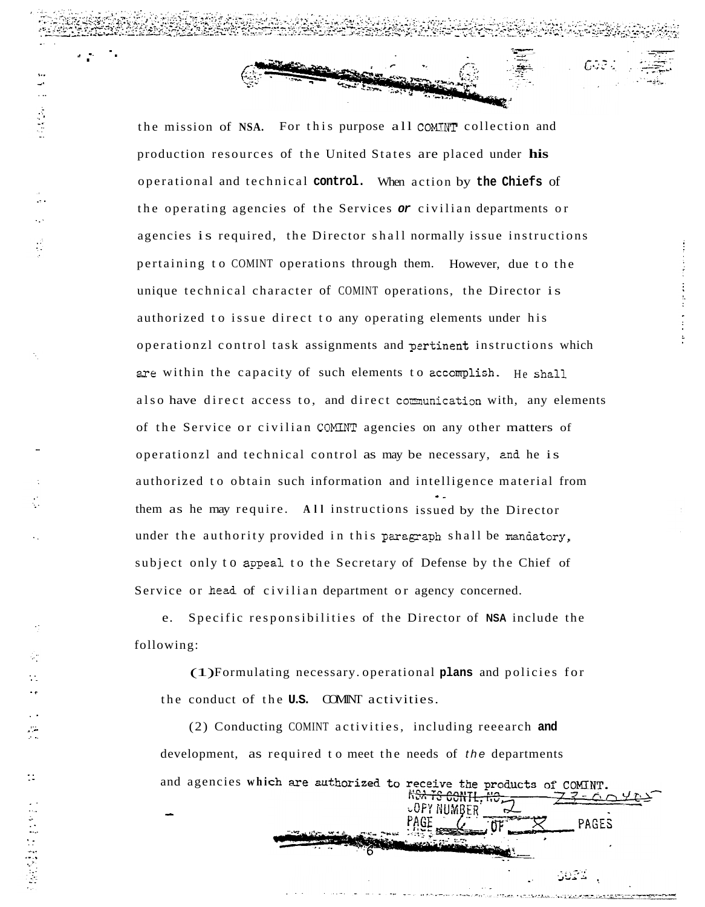the mission of NSA. For this purpose all COMINT collection and production resources of the United States are placed under his operational and technical control. When action by the Chiefs of the operating agencies of the Services or civilian departments or agencies is required, the Director shall normally issue instructions pertaining to COMINT operations through them. However, due to the unique technical character of COMINT operations, the Director is authorized to issue direct to any operating elements under his operationzl control task assignments and pertinent instructions which are within the capacity of such elements to accomplish. He shall also have direct access to, and direct communication with, any elements of the Service or civilian COMINT agencies on any other matters of operationzl and technical control as may be necessary, and he is authorized to obtain such information and intelligence material from them as he may require. All instructions issued by the Director under the authority provided in this paragraph shall be mandatory, subject only to appeal to the Secretary of Defense by the Chief of Service or head of civilian department or agency concerned.

e. Specific responsibilities of the Director of NSA include the following:

(1) Formulating necessary operational plans and policies for the conduct of the U.S. COMINT activities.

(2) Conducting COMINT activities, including reeearch and development, as required to meet the needs of the departments and agencies which are authorized to receive the products of COMINT.

NSA TS CONTL. NO. 73-00405
COPY NUMBER 2
PAGE 6 OF 8 PAGES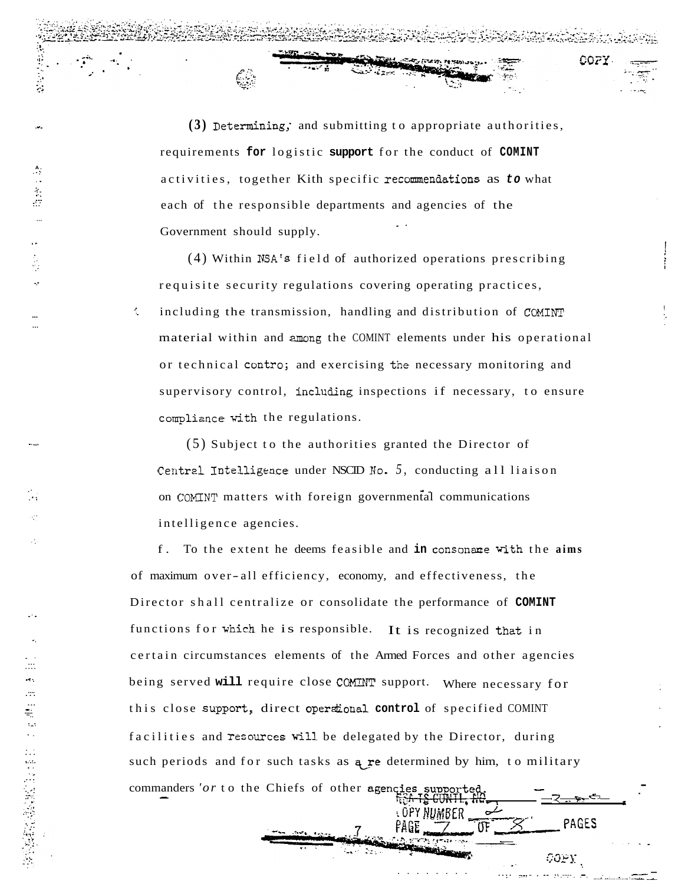(3) Determining, and submitting to appropriate authorities, requirements for logistic support for the conduct of COMINT activities, together with specific recommendations as to what each of the responsible departments and agencies of the Government should supply.

(4) Within NSA's field of authorized operations prescribing requisite security regulations covering operating practices, including the transmission, handling and distribution of COMINT material within and among the COMINT elements under his operational or technical contro; and exercising the necessary monitoring and supervisory control, including inspections if necessary, to ensure compliance with the regulations.

(5) Subject to the authorities granted the Director of Central Intelligence under NSCID No. 5, conducting all liaison on COMINT matters with foreign governmental communications intelligence agencies.

f. To the extent he deems feasible and in consonance with the aims of maximum over-all efficiency, economy, and effectiveness, the Director shall centralize or consolidate the performance of COMINT functions for which he is responsible. It is recognized that in certain circumstances elements of the Armed Forces and other agencies being served will require close COMINT support. Where necessary for this close support, direct operational control of specified COMINT facilities and resources will be delegated by the Director, during such periods and for such tasks as are determined by him, to military commanders or to the Chiefs of other agencies supported.

NSA TS CONTL NO. ___
COPY NUMBER 2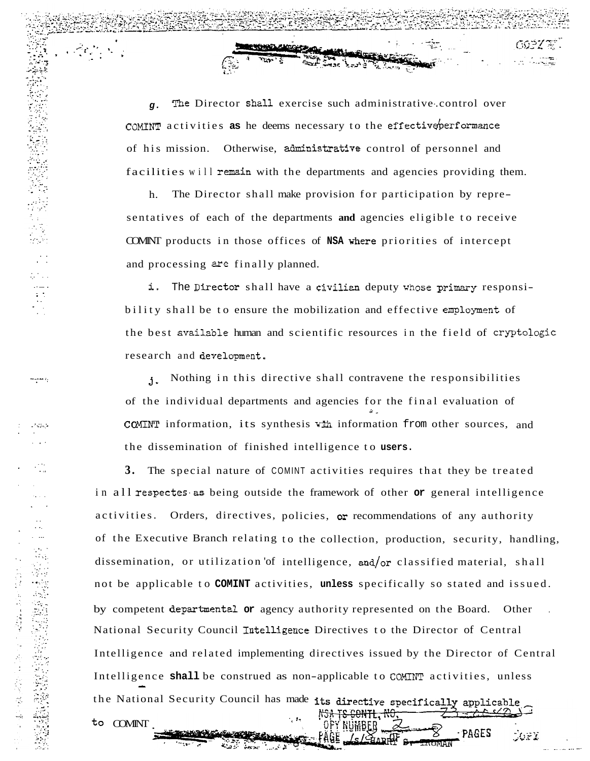g. The Director shall exercise such administrative control over COMINT activities as he deems necessary to the effective performance of his mission. Otherwise, administrative control of personnel and facilities will remain with the departments and agencies providing them.

h. The Director shall make provision for participation by representatives of each of the departments and agencies eligible to receive COMINT products in those offices of NSA where priorities of intercept and processing are finally planned.

i. The Director shall have a civilian deputy whose primary responsibility shall be to ensure the mobilization and effective employment of the best available human and scientific resources in the field of cryptologic research and development.

j. Nothing in this directive shall contravene the responsibilities of the individual departments and agencies for the final evaluation of COMINT information, its synthesis with information from other sources, and the dissemination of finished intelligence to users.

3. The special nature of COMINT activities requires that they be treated in all respectes as being outside the framework of other or general intelligence activities. Orders, directives, policies, or recommendations of any authority of the Executive Branch relating to the collection, production, security, handling, dissemination, or utilization of intelligence, and/or classified material, shall not be applicable to COMINT activities, unless specifically so stated and issued by competent departmental or agency authority represented on the Board. Other National Security Council Intelligence Directives to the Director of Central Intelligence and related implementing directives issued by the Director of Central Intelligence shall be construed as non-applicable to COMINT activities, unless the National Security Council has made its directive specifically applicable to COMINT.

/s/ HARRY S. TRUMAN

NSA TS CONTL. NO. 73-00405
COPY NUMBER 2
PAGE 8 OF 8 PAGES